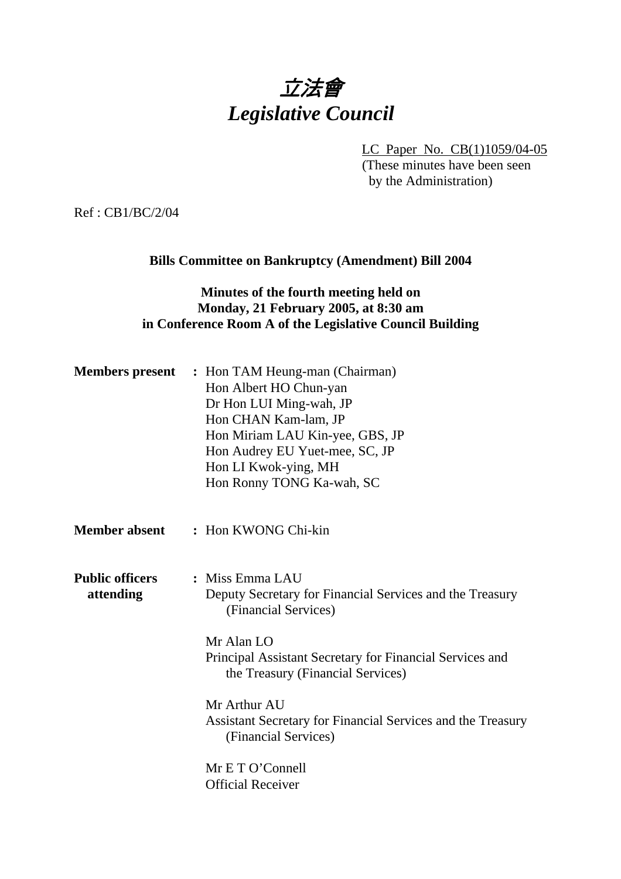# *立法會*
# *Legislative Council*

LC Paper No. CB(1)1059/04-05
(These minutes have been seen by the Administration)

Ref : CB1/BC/2/04

**Bills Committee on Bankruptcy (Amendment) Bill 2004**

**Minutes of the fourth meeting held on Monday, 21 February 2005, at 8:30 am in Conference Room A of the Legislative Council Building**

**Members present** : Hon TAM Heung-man (Chairman)
Hon Albert HO Chun-yan
Dr Hon LUI Ming-wah, JP
Hon CHAN Kam-lam, JP
Hon Miriam LAU Kin-yee, GBS, JP
Hon Audrey EU Yuet-mee, SC, JP
Hon LI Kwok-ying, MH
Hon Ronny TONG Ka-wah, SC

**Member absent** : Hon KWONG Chi-kin

**Public officers attending** : Miss Emma LAU
Deputy Secretary for Financial Services and the Treasury (Financial Services)

Mr Alan LO
Principal Assistant Secretary for Financial Services and the Treasury (Financial Services)

Mr Arthur AU
Assistant Secretary for Financial Services and the Treasury (Financial Services)

Mr E T O'Connell
Official Receiver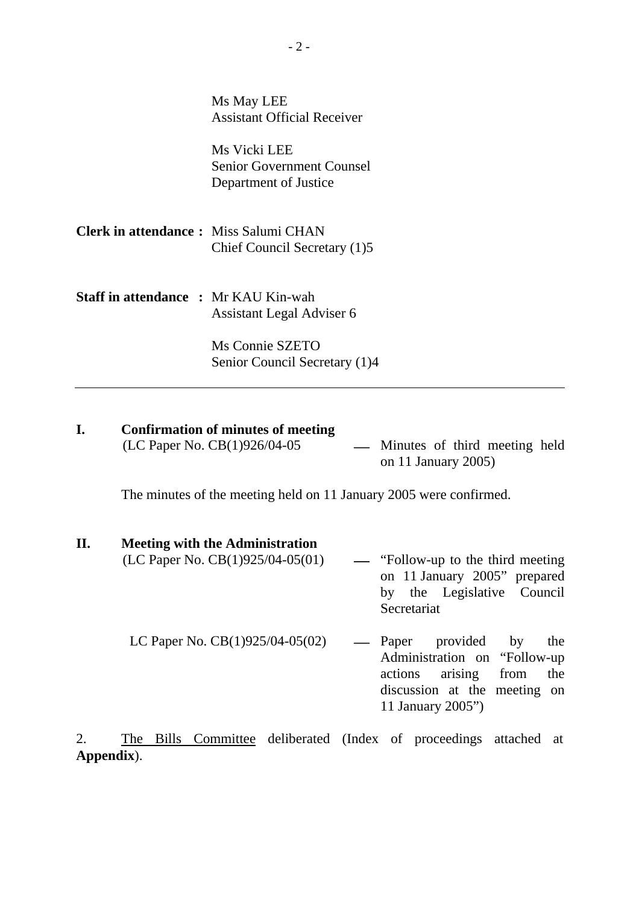Ms May LEE
Assistant Official Receiver

Ms Vicki LEE
Senior Government Counsel
Department of Justice

**Clerk in attendance :** Miss Salumi CHAN
Chief Council Secretary (1)5

**Staff in attendance :** Mr KAU Kin-wah
Assistant Legal Adviser 6

Ms Connie SZETO
Senior Council Secretary (1)4

---

**I. Confirmation of minutes of meeting**

(LC Paper No. CB(1)926/04-05 — Minutes of third meeting held on 11 January 2005)

The minutes of the meeting held on 11 January 2005 were confirmed.

**II. Meeting with the Administration**

(LC Paper No. CB(1)925/04-05(01) — "Follow-up to the third meeting on 11 January 2005" prepared by the Legislative Council Secretariat

LC Paper No. CB(1)925/04-05(02) — Paper provided by the Administration on "Follow-up actions arising from the discussion at the meeting on 11 January 2005")

2. The Bills Committee deliberated (Index of proceedings attached at **Appendix**).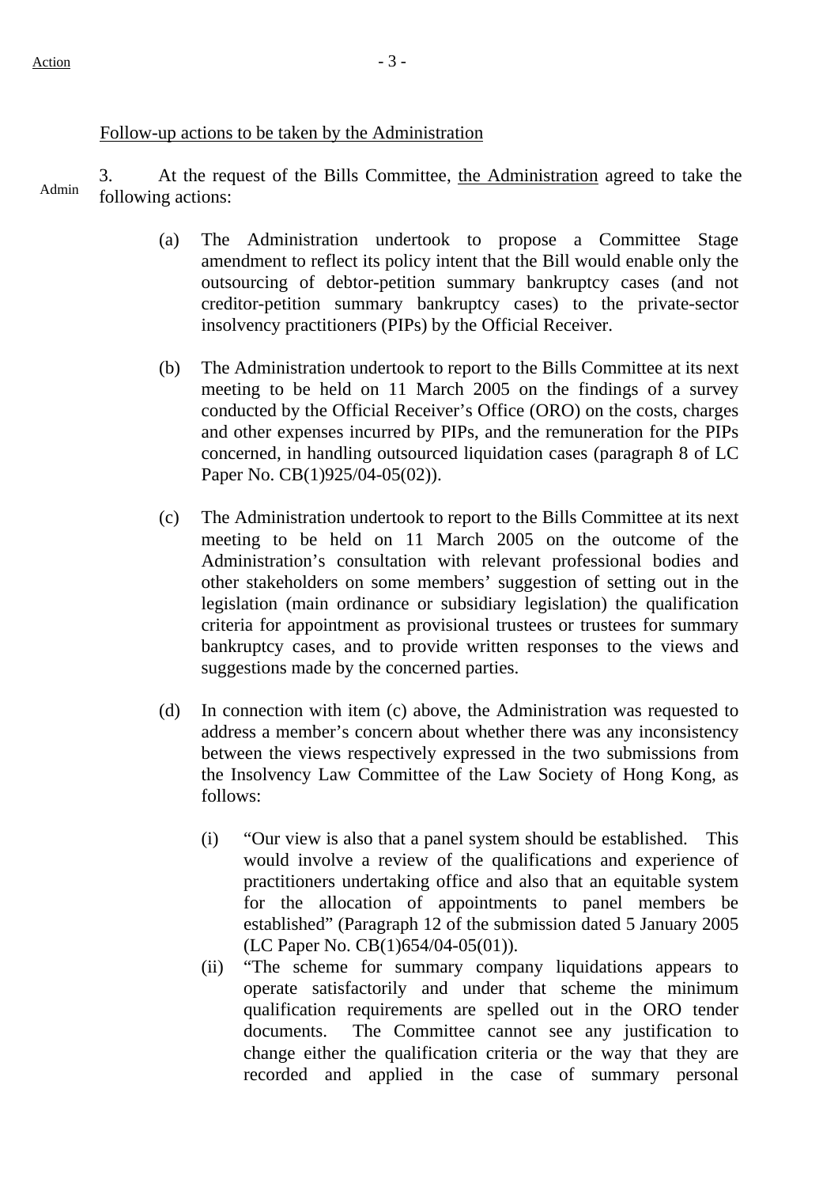Action

<u>Follow-up actions to be taken by the Administration</u>

Admin

3. At the request of the Bills Committee, <u>the Administration</u> agreed to take the following actions:

(a) The Administration undertook to propose a Committee Stage amendment to reflect its policy intent that the Bill would enable only the outsourcing of debtor-petition summary bankruptcy cases (and not creditor-petition summary bankruptcy cases) to the private-sector insolvency practitioners (PIPs) by the Official Receiver.

(b) The Administration undertook to report to the Bills Committee at its next meeting to be held on 11 March 2005 on the findings of a survey conducted by the Official Receiver's Office (ORO) on the costs, charges and other expenses incurred by PIPs, and the remuneration for the PIPs concerned, in handling outsourced liquidation cases (paragraph 8 of LC Paper No. CB(1)925/04-05(02)).

(c) The Administration undertook to report to the Bills Committee at its next meeting to be held on 11 March 2005 on the outcome of the Administration's consultation with relevant professional bodies and other stakeholders on some members' suggestion of setting out in the legislation (main ordinance or subsidiary legislation) the qualification criteria for appointment as provisional trustees or trustees for summary bankruptcy cases, and to provide written responses to the views and suggestions made by the concerned parties.

(d) In connection with item (c) above, the Administration was requested to address a member's concern about whether there was any inconsistency between the views respectively expressed in the two submissions from the Insolvency Law Committee of the Law Society of Hong Kong, as follows:

   (i) "Our view is also that a panel system should be established. This would involve a review of the qualifications and experience of practitioners undertaking office and also that an equitable system for the allocation of appointments to panel members be established" (Paragraph 12 of the submission dated 5 January 2005 (LC Paper No. CB(1)654/04-05(01)).

   (ii) "The scheme for summary company liquidations appears to operate satisfactorily and under that scheme the minimum qualification requirements are spelled out in the ORO tender documents. The Committee cannot see any justification to change either the qualification criteria or the way that they are recorded and applied in the case of summary personal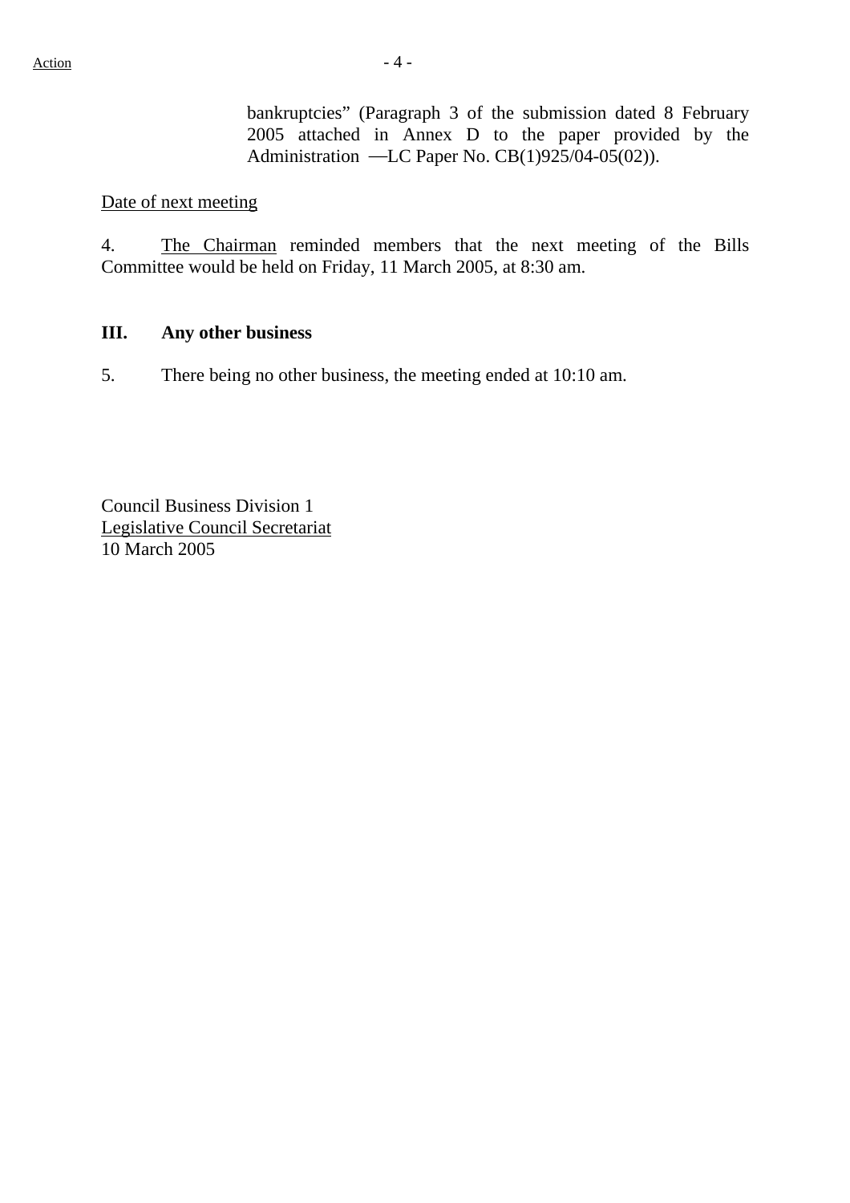bankruptcies" (Paragraph 3 of the submission dated 8 February 2005 attached in Annex D to the paper provided by the Administration —LC Paper No. CB(1)925/04-05(02)).

Date of next meeting

4. The Chairman reminded members that the next meeting of the Bills Committee would be held on Friday, 11 March 2005, at 8:30 am.

**III. Any other business**

5. There being no other business, the meeting ended at 10:10 am.

Council Business Division 1
Legislative Council Secretariat
10 March 2005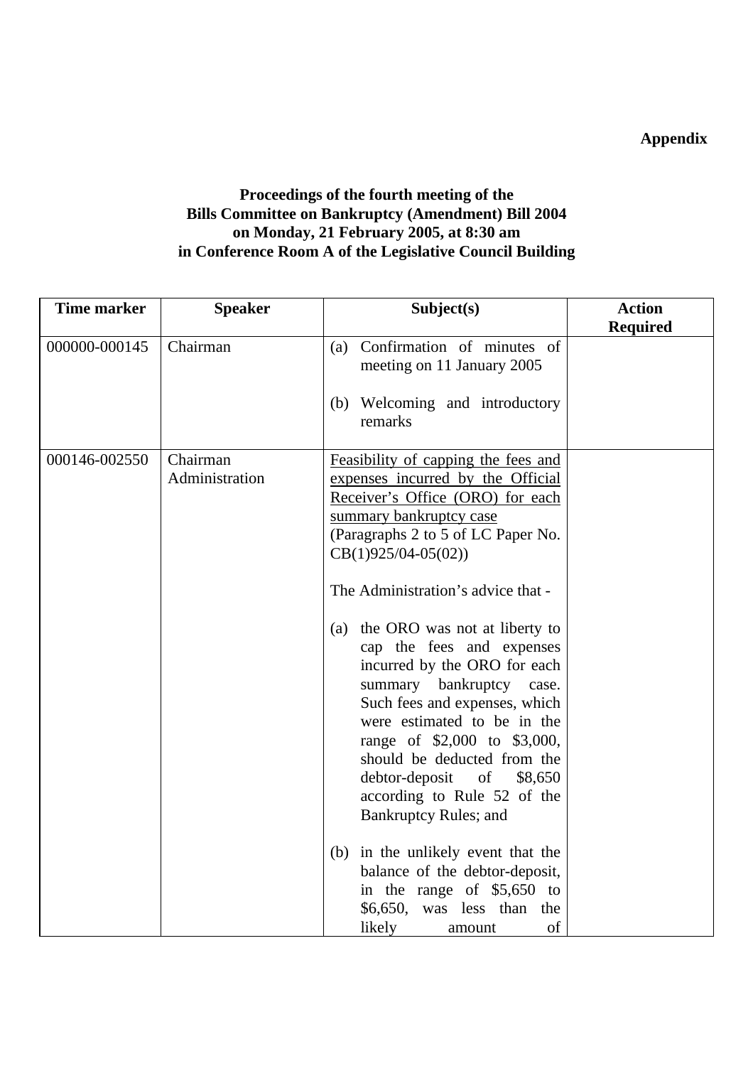**Appendix**

**Proceedings of the fourth meeting of the Bills Committee on Bankruptcy (Amendment) Bill 2004 on Monday, 21 February 2005, at 8:30 am in Conference Room A of the Legislative Council Building**

| Time marker | Speaker | Subject(s) | Action Required |
|---|---|---|---|
| 000000-000145 | Chairman | (a) Confirmation of minutes of meeting on 11 January 2005<br><br>(b) Welcoming and introductory remarks | |
| 000146-002550 | Chairman<br>Administration | <u>Feasibility of capping the fees and expenses incurred by the Official Receiver's Office (ORO) for each summary bankruptcy case</u><br>(Paragraphs 2 to 5 of LC Paper No. CB(1)925/04-05(02))<br><br>The Administration's advice that -<br><br>(a) the ORO was not at liberty to cap the fees and expenses incurred by the ORO for each summary bankruptcy case. Such fees and expenses, which were estimated to be in the range of \$2,000 to \$3,000, should be deducted from the debtor-deposit of \$8,650 according to Rule 52 of the Bankruptcy Rules; and<br><br>(b) in the unlikely event that the balance of the debtor-deposit, in the range of \$5,650 to \$6,650, was less than the likely amount of | |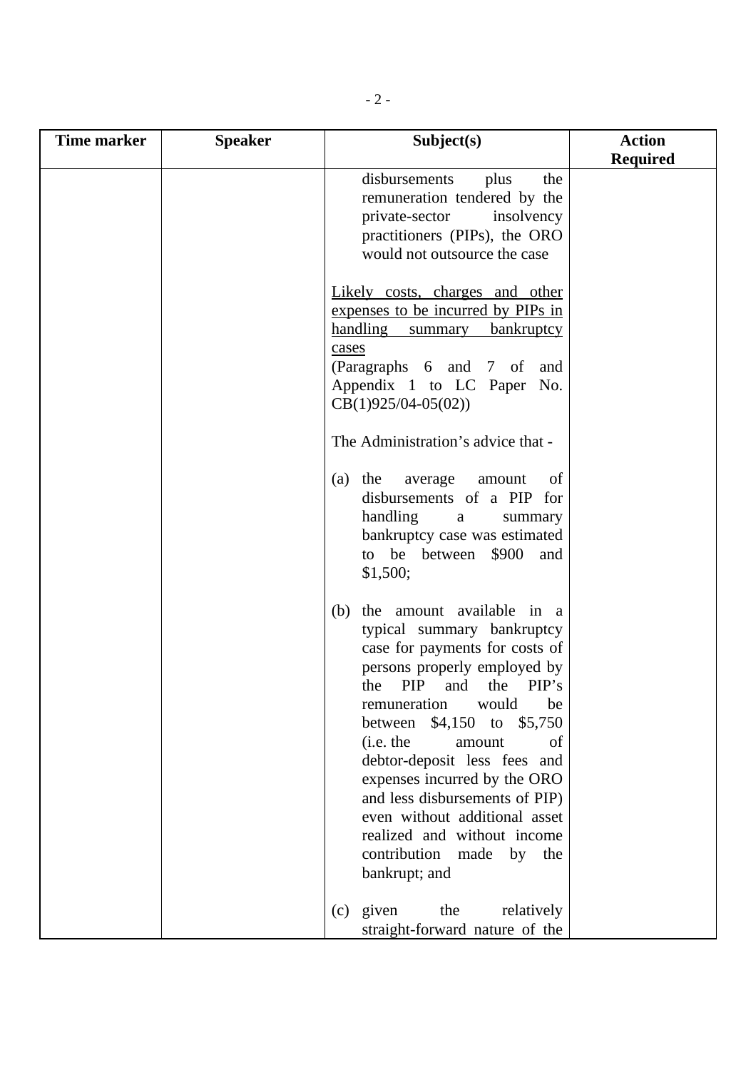| Time marker | Speaker | Subject(s) | Action Required |
|---|---|---|---|
| | | disbursements plus the remuneration tendered by the private-sector insolvency practitioners (PIPs), the ORO would not outsource the case<br><br><u>Likely costs, charges and other expenses to be incurred by PIPs in handling summary bankruptcy cases</u><br>(Paragraphs 6 and 7 of and Appendix 1 to LC Paper No. CB(1)925/04-05(02))<br><br>The Administration's advice that -<br><br>(a) the average amount of disbursements of a PIP for handling a summary bankruptcy case was estimated to be between $900 and $1,500;<br><br>(b) the amount available in a typical summary bankruptcy case for payments for costs of persons properly employed by the PIP and the PIP's remuneration would be between $4,150 to $5,750 (i.e. the amount of debtor-deposit less fees and expenses incurred by the ORO and less disbursements of PIP) even without additional asset realized and without income contribution made by the bankrupt; and<br><br>(c) given the relatively straight-forward nature of the | |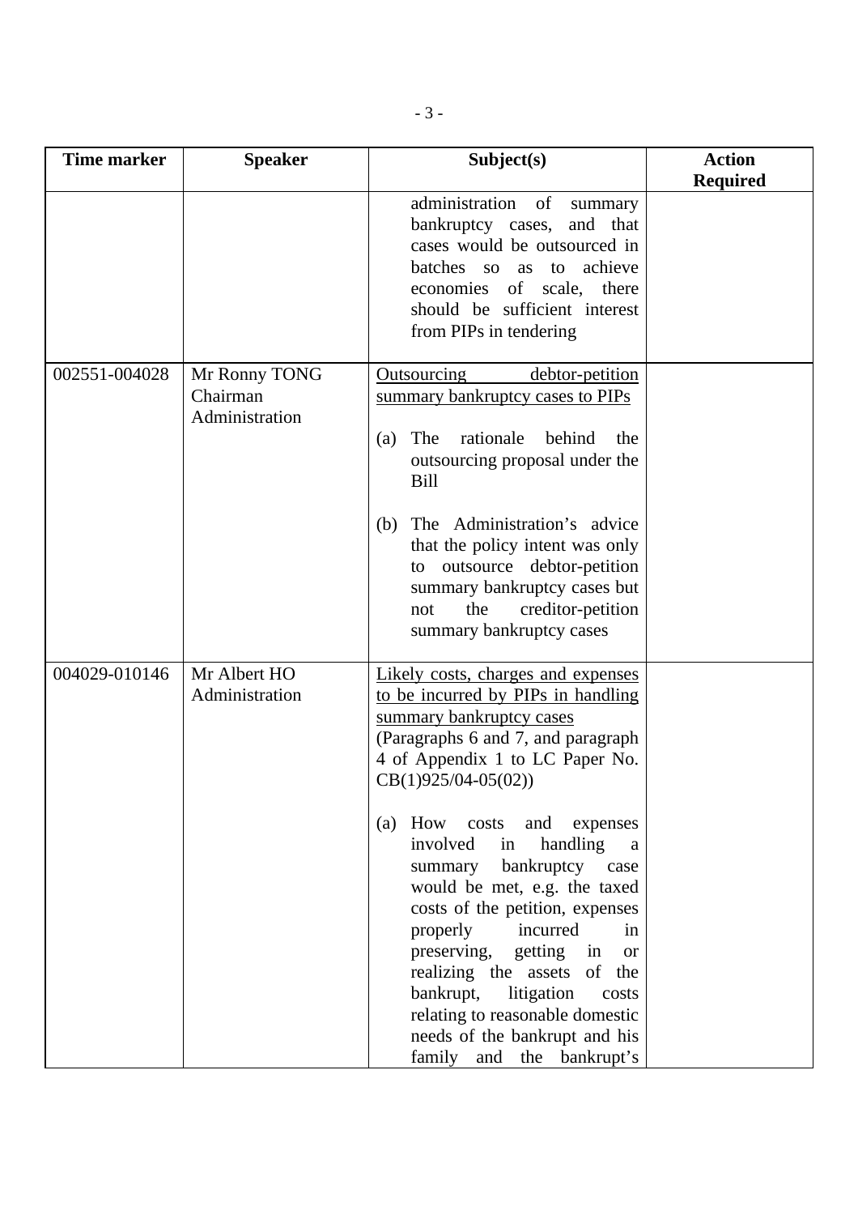| Time marker | Speaker | Subject(s) | Action Required |
|---|---|---|---|
| | | administration of summary bankruptcy cases, and that cases would be outsourced in batches so as to achieve economies of scale, there should be sufficient interest from PIPs in tendering | |
| 002551-004028 | Mr Ronny TONG<br>Chairman<br>Administration | <u>Outsourcing debtor-petition summary bankruptcy cases to PIPs</u><br><br>(a) The rationale behind the outsourcing proposal under the Bill<br><br>(b) The Administration's advice that the policy intent was only to outsource debtor-petition summary bankruptcy cases but not the creditor-petition summary bankruptcy cases | |
| 004029-010146 | Mr Albert HO<br>Administration | <u>Likely costs, charges and expenses to be incurred by PIPs in handling summary bankruptcy cases</u><br>(Paragraphs 6 and 7, and paragraph 4 of Appendix 1 to LC Paper No. CB(1)925/04-05(02))<br><br>(a) How costs and expenses involved in handling a summary bankruptcy case would be met, e.g. the taxed costs of the petition, expenses properly incurred in preserving, getting in or realizing the assets of the bankrupt, litigation costs relating to reasonable domestic needs of the bankrupt and his family and the bankrupt's | |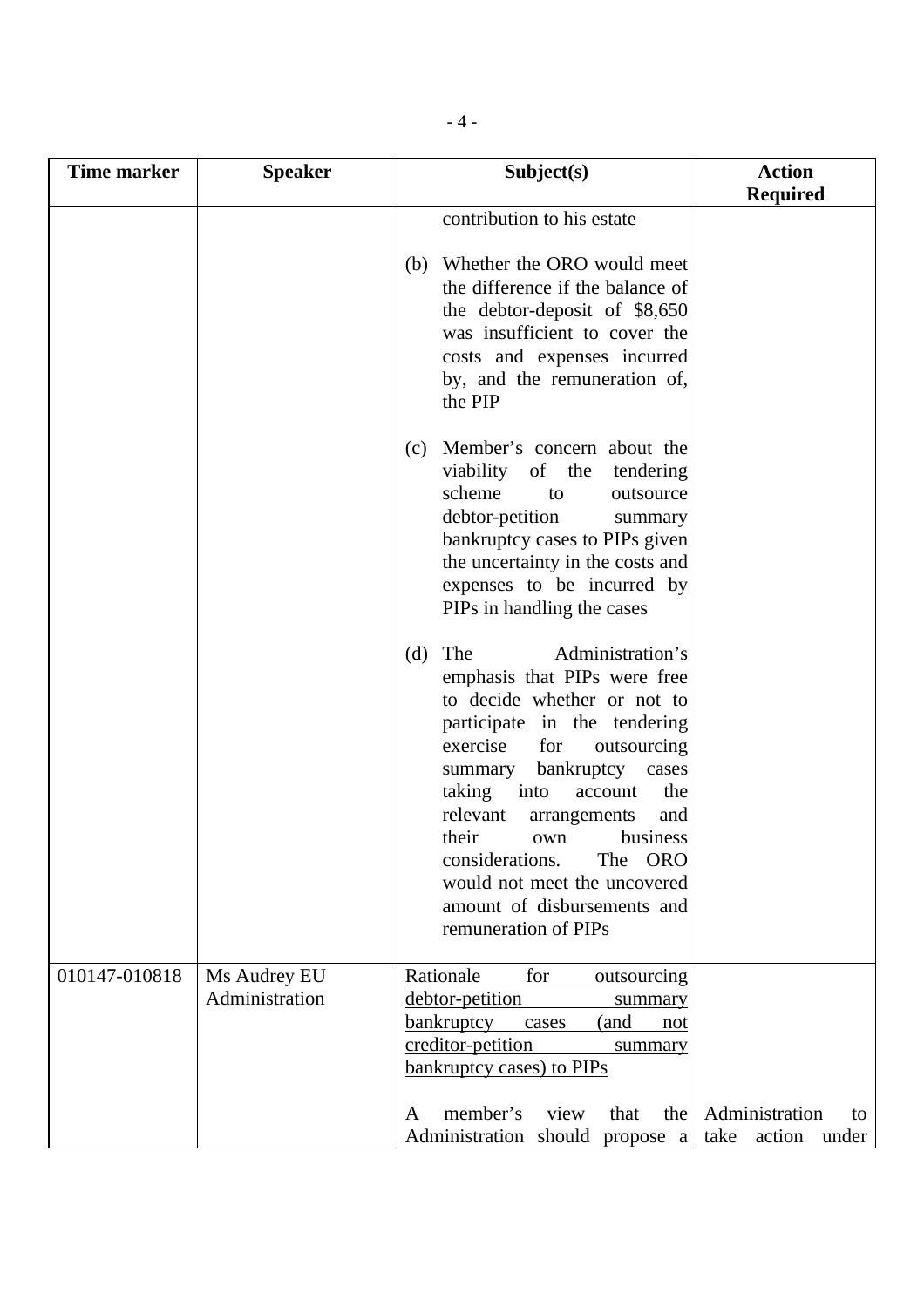| Time marker | Speaker | Subject(s) | Action Required |
|---|---|---|---|
| | | contribution to his estate<br><br>(b) Whether the ORO would meet the difference if the balance of the debtor-deposit of $8,650 was insufficient to cover the costs and expenses incurred by, and the remuneration of, the PIP<br><br>(c) Member's concern about the viability of the tendering scheme to outsource debtor-petition summary bankruptcy cases to PIPs given the uncertainty in the costs and expenses to be incurred by PIPs in handling the cases<br><br>(d) The Administration's emphasis that PIPs were free to decide whether or not to participate in the tendering exercise for outsourcing summary bankruptcy cases taking into account the relevant arrangements and their own business considerations. The ORO would not meet the uncovered amount of disbursements and remuneration of PIPs | |
| 010147-010818 | Ms Audrey EU<br>Administration | <u>Rationale for outsourcing debtor-petition summary bankruptcy cases (and not creditor-petition summary bankruptcy cases) to PIPs</u><br><br>A member's view that the Administration should propose a | <br><br><br><br><br><br>Administration to take action under |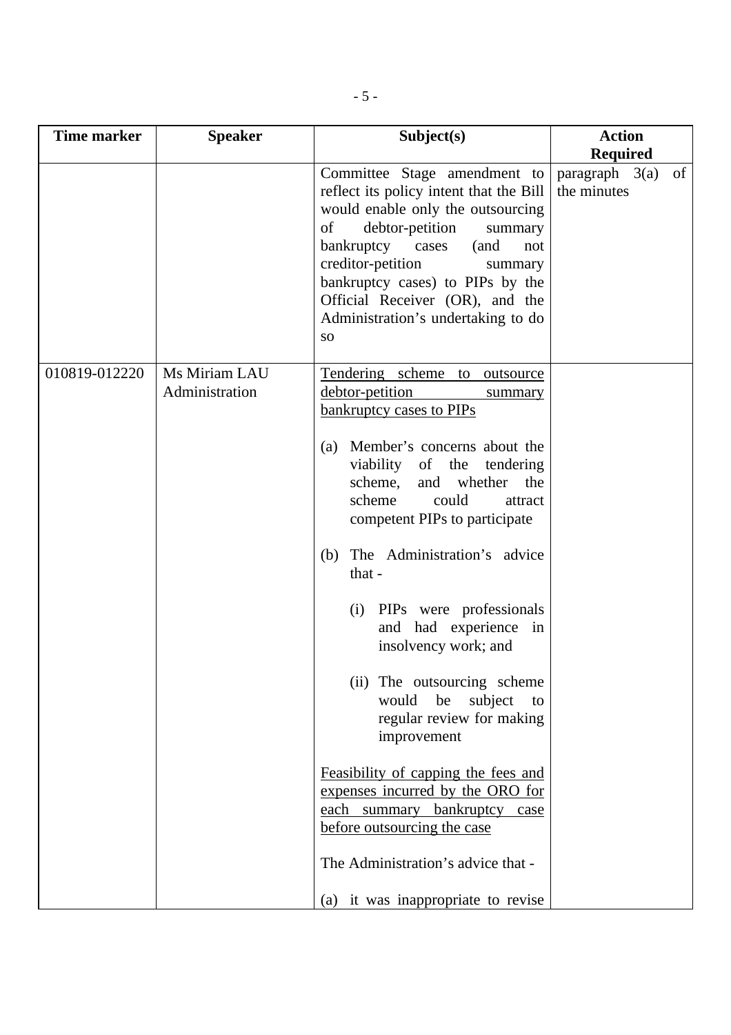| Time marker | Speaker | Subject(s) | Action Required |
|---|---|---|---|
| | | Committee Stage amendment to reflect its policy intent that the Bill would enable only the outsourcing of debtor-petition summary bankruptcy cases (and not creditor-petition summary bankruptcy cases) to PIPs by the Official Receiver (OR), and the Administration's undertaking to do so | paragraph 3(a) of the minutes |
| 010819-012220 | Ms Miriam LAU<br>Administration | <u>Tendering scheme to outsource debtor-petition summary bankruptcy cases to PIPs</u><br><br>(a) Member's concerns about the viability of the tendering scheme, and whether the scheme could attract competent PIPs to participate<br><br>(b) The Administration's advice that -<br><br>(i) PIPs were professionals and had experience in insolvency work; and<br><br>(ii) The outsourcing scheme would be subject to regular review for making improvement<br><br><u>Feasibility of capping the fees and expenses incurred by the ORO for each summary bankruptcy case before outsourcing the case</u><br><br>The Administration's advice that -<br><br>(a) it was inappropriate to revise | |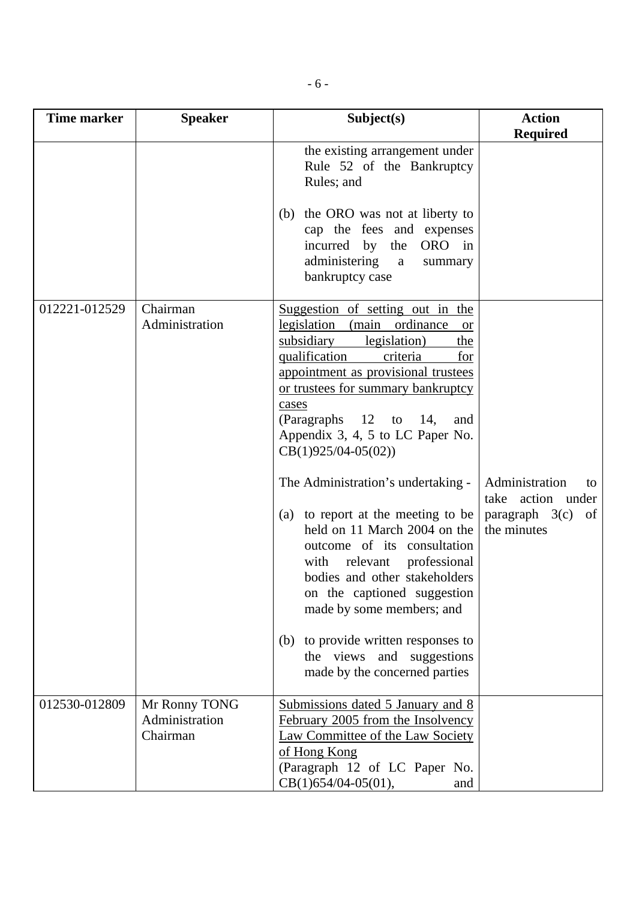| Time marker | Speaker | Subject(s) | Action Required |
|---|---|---|---|
| | | the existing arrangement under Rule 52 of the Bankruptcy Rules; and<br><br>(b) the ORO was not at liberty to cap the fees and expenses incurred by the ORO in administering a summary bankruptcy case | |
| 012221-012529 | Chairman<br>Administration | Suggestion of setting out in the legislation (main ordinance or subsidiary legislation) the qualification criteria for appointment as provisional trustees or trustees for summary bankruptcy cases<br>(Paragraphs 12 to 14, and Appendix 3, 4, 5 to LC Paper No. CB(1)925/04-05(02))<br><br>The Administration's undertaking -<br><br>(a) to report at the meeting to be held on 11 March 2004 on the outcome of its consultation with relevant professional bodies and other stakeholders on the captioned suggestion made by some members; and<br><br>(b) to provide written responses to the views and suggestions made by the concerned parties | Administration to take action under paragraph 3(c) of the minutes |
| 012530-012809 | Mr Ronny TONG<br>Administration<br>Chairman | Submissions dated 5 January and 8 February 2005 from the Insolvency Law Committee of the Law Society of Hong Kong<br>(Paragraph 12 of LC Paper No. CB(1)654/04-05(01), and | |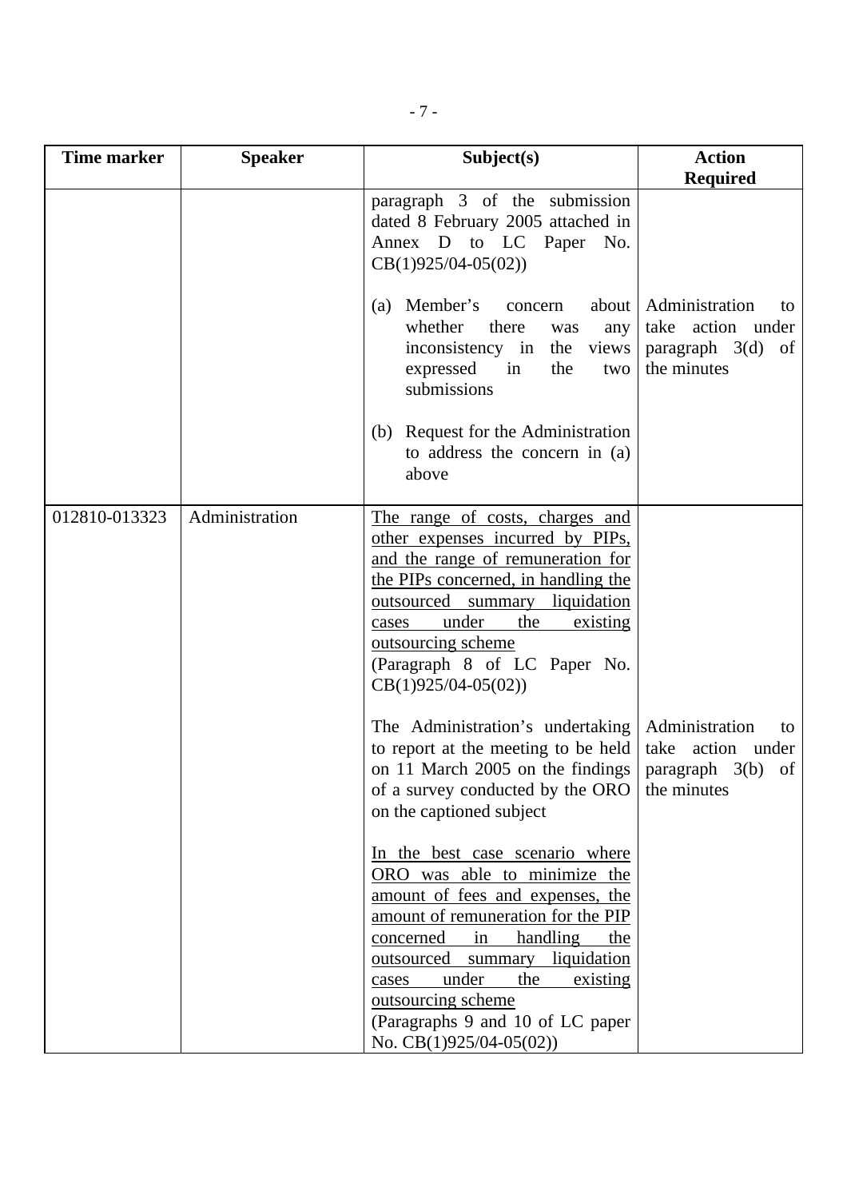| Time marker | Speaker | Subject(s) | Action Required |
|---|---|---|---|
| | | paragraph 3 of the submission dated 8 February 2005 attached in Annex D to LC Paper No. CB(1)925/04-05(02))<br><br>(a) Member's concern about whether there was any inconsistency in the views expressed in the two submissions<br><br>(b) Request for the Administration to address the concern in (a) above | <br><br><br><br>Administration to take action under paragraph 3(d) of the minutes |
| 012810-013323 | Administration | <u>The range of costs, charges and other expenses incurred by PIPs, and the range of remuneration for the PIPs concerned, in handling the outsourced summary liquidation cases under the existing outsourcing scheme</u><br>(Paragraph 8 of LC Paper No. CB(1)925/04-05(02))<br><br>The Administration's undertaking to report at the meeting to be held on 11 March 2005 on the findings of a survey conducted by the ORO on the captioned subject<br><br><u>In the best case scenario where ORO was able to minimize the amount of fees and expenses, the amount of remuneration for the PIP concerned in handling the outsourced summary liquidation cases under the existing outsourcing scheme</u><br>(Paragraphs 9 and 10 of LC paper No. CB(1)925/04-05(02)) | <br><br><br><br><br><br><br><br>Administration to take action under paragraph 3(b) of the minutes |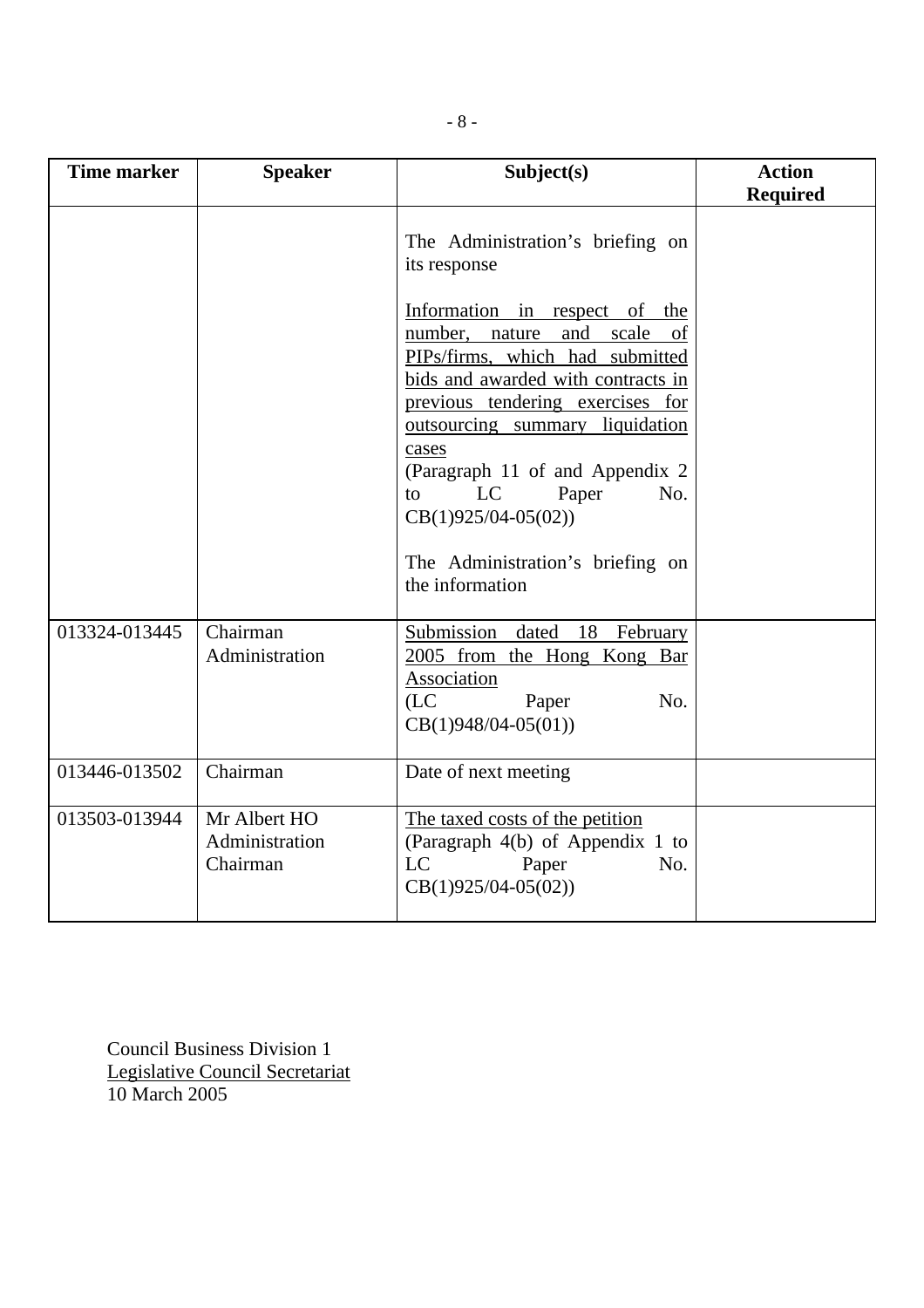| Time marker | Speaker | Subject(s) | Action Required |
|---|---|---|---|
| | | The Administration's briefing on its response<br><br>Information in respect of the number, nature and scale of PIPs/firms, which had submitted bids and awarded with contracts in previous tendering exercises for outsourcing summary liquidation cases<br>(Paragraph 11 of and Appendix 2 to LC Paper No. CB(1)925/04-05(02))<br><br>The Administration's briefing on the information | |
| 013324-013445 | Chairman<br>Administration | Submission dated 18 February 2005 from the Hong Kong Bar Association<br>(LC Paper No. CB(1)948/04-05(01)) | |
| 013446-013502 | Chairman | Date of next meeting | |
| 013503-013944 | Mr Albert HO<br>Administration<br>Chairman | The taxed costs of the petition<br>(Paragraph 4(b) of Appendix 1 to LC Paper No. CB(1)925/04-05(02)) | |

Council Business Division 1
Legislative Council Secretariat
10 March 2005